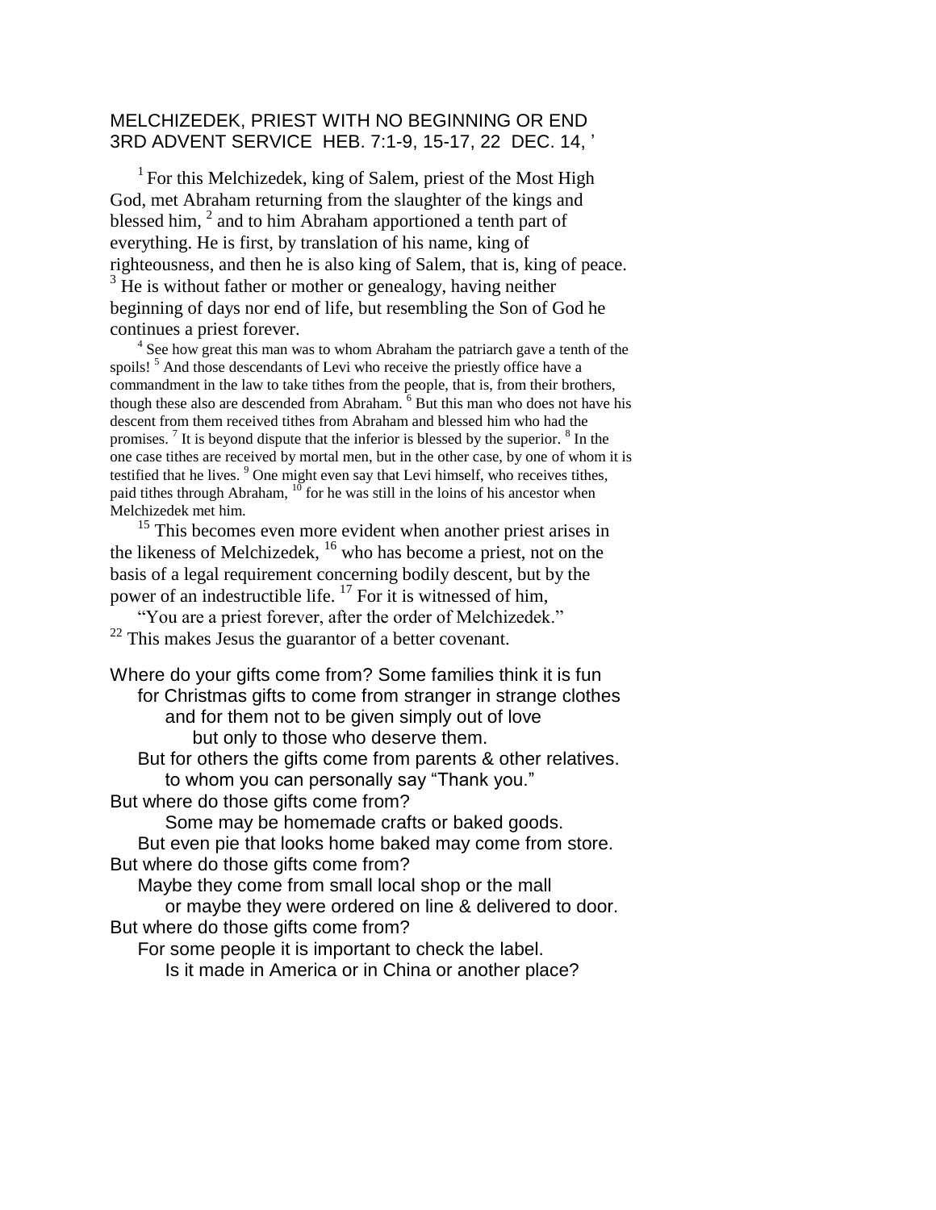# MELCHIZEDEK, PRIEST WITH NO BEGINNING OR END
# 3RD ADVENT SERVICE HEB. 7:1-9, 15-17, 22 DEC. 14, '

[1] For this Melchizedek, king of Salem, priest of the Most High God, met Abraham returning from the slaughter of the kings and blessed him, [2] and to him Abraham apportioned a tenth part of everything. He is first, by translation of his name, king of righteousness, and then he is also king of Salem, that is, king of peace. [3] He is without father or mother or genealogy, having neither beginning of days nor end of life, but resembling the Son of God he continues a priest forever.

[4] See how great this man was to whom Abraham the patriarch gave a tenth of the spoils! [5] And those descendants of Levi who receive the priestly office have a commandment in the law to take tithes from the people, that is, from their brothers, though these also are descended from Abraham. [6] But this man who does not have his descent from them received tithes from Abraham and blessed him who had the promises. [7] It is beyond dispute that the inferior is blessed by the superior. [8] In the one case tithes are received by mortal men, but in the other case, by one of whom it is testified that he lives. [9] One might even say that Levi himself, who receives tithes, paid tithes through Abraham, [10] for he was still in the loins of his ancestor when Melchizedek met him.

[15] This becomes even more evident when another priest arises in the likeness of Melchizedek, [16] who has become a priest, not on the basis of a legal requirement concerning bodily descent, but by the power of an indestructible life. [17] For it is witnessed of him,

"You are a priest forever, after the order of Melchizedek."

[22] This makes Jesus the guarantor of a better covenant.

Where do your gifts come from? Some families think it is fun
for Christmas gifts to come from stranger in strange clothes
and for them not to be given simply out of love
but only to those who deserve them.
But for others the gifts come from parents & other relatives.
to whom you can personally say "Thank you."
But where do those gifts come from?
Some may be homemade crafts or baked goods.
But even pie that looks home baked may come from store.
But where do those gifts come from?
Maybe they come from small local shop or the mall
or maybe they were ordered on line & delivered to door.
But where do those gifts come from?
For some people it is important to check the label.
Is it made in America or in China or another place?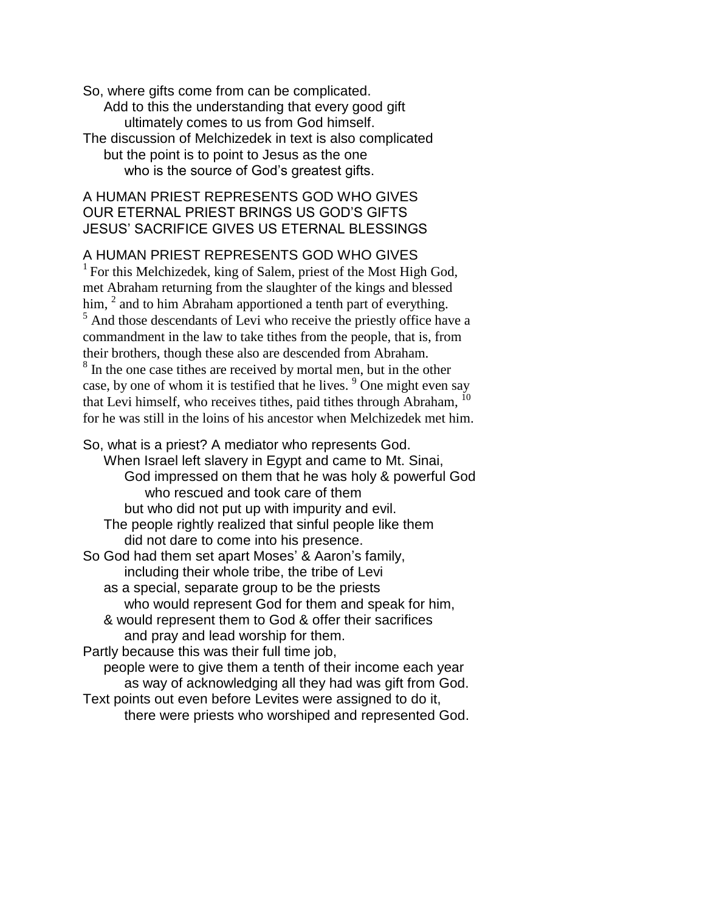So, where gifts come from can be complicated.
Add to this the understanding that every good gift
ultimately comes to us from God himself.
The discussion of Melchizedek in text is also complicated
but the point is to point to Jesus as the one
who is the source of God's greatest gifts.

A HUMAN PRIEST REPRESENTS GOD WHO GIVES
OUR ETERNAL PRIEST BRINGS US GOD'S GIFTS
JESUS' SACRIFICE GIVES US ETERNAL BLESSINGS

A HUMAN PRIEST REPRESENTS GOD WHO GIVES

[1] For this Melchizedek, king of Salem, priest of the Most High God, met Abraham returning from the slaughter of the kings and blessed him, [2] and to him Abraham apportioned a tenth part of everything. [5] And those descendants of Levi who receive the priestly office have a commandment in the law to take tithes from the people, that is, from their brothers, though these also are descended from Abraham. [8] In the one case tithes are received by mortal men, but in the other case, by one of whom it is testified that he lives. [9] One might even say that Levi himself, who receives tithes, paid tithes through Abraham, [10] for he was still in the loins of his ancestor when Melchizedek met him.

So, what is a priest? A mediator who represents God.
When Israel left slavery in Egypt and came to Mt. Sinai,
God impressed on them that he was holy & powerful God
who rescued and took care of them
but who did not put up with impurity and evil.
The people rightly realized that sinful people like them
did not dare to come into his presence.
So God had them set apart Moses' & Aaron's family,
including their whole tribe, the tribe of Levi
as a special, separate group to be the priests
who would represent God for them and speak for him,
& would represent them to God & offer their sacrifices
and pray and lead worship for them.
Partly because this was their full time job,
people were to give them a tenth of their income each year
as way of acknowledging all they had was gift from God.
Text points out even before Levites were assigned to do it,
there were priests who worshiped and represented God.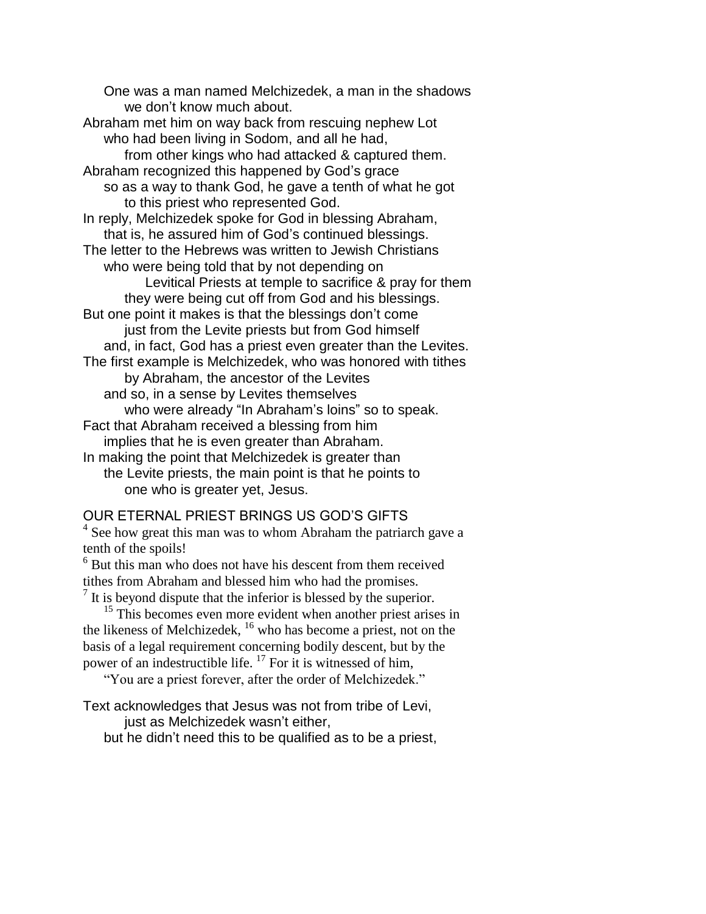One was a man named Melchizedek, a man in the shadows
we don't know much about.
Abraham met him on way back from rescuing nephew Lot
who had been living in Sodom, and all he had,
from other kings who had attacked & captured them.
Abraham recognized this happened by God's grace
so as a way to thank God, he gave a tenth of what he got
to this priest who represented God.
In reply, Melchizedek spoke for God in blessing Abraham,
that is, he assured him of God's continued blessings.
The letter to the Hebrews was written to Jewish Christians
who were being told that by not depending on
Levitical Priests at temple to sacrifice & pray for them
they were being cut off from God and his blessings.
But one point it makes is that the blessings don't come
just from the Levite priests but from God himself
and, in fact, God has a priest even greater than the Levites.
The first example is Melchizedek, who was honored with tithes
by Abraham, the ancestor of the Levites
and so, in a sense by Levites themselves
who were already "In Abraham's loins" so to speak.
Fact that Abraham received a blessing from him
implies that he is even greater than Abraham.
In making the point that Melchizedek is greater than
the Levite priests, the main point is that he points to
one who is greater yet, Jesus.

## OUR ETERNAL PRIEST BRINGS US GOD'S GIFTS

[4] See how great this man was to whom Abraham the patriarch gave a tenth of the spoils!
[6] But this man who does not have his descent from them received tithes from Abraham and blessed him who had the promises.
[7] It is beyond dispute that the inferior is blessed by the superior.

[15] This becomes even more evident when another priest arises in the likeness of Melchizedek, [16] who has become a priest, not on the basis of a legal requirement concerning bodily descent, but by the power of an indestructible life. [17] For it is witnessed of him,

"You are a priest forever, after the order of Melchizedek."

Text acknowledges that Jesus was not from tribe of Levi,
just as Melchizedek wasn't either,
but he didn't need this to be qualified as to be a priest,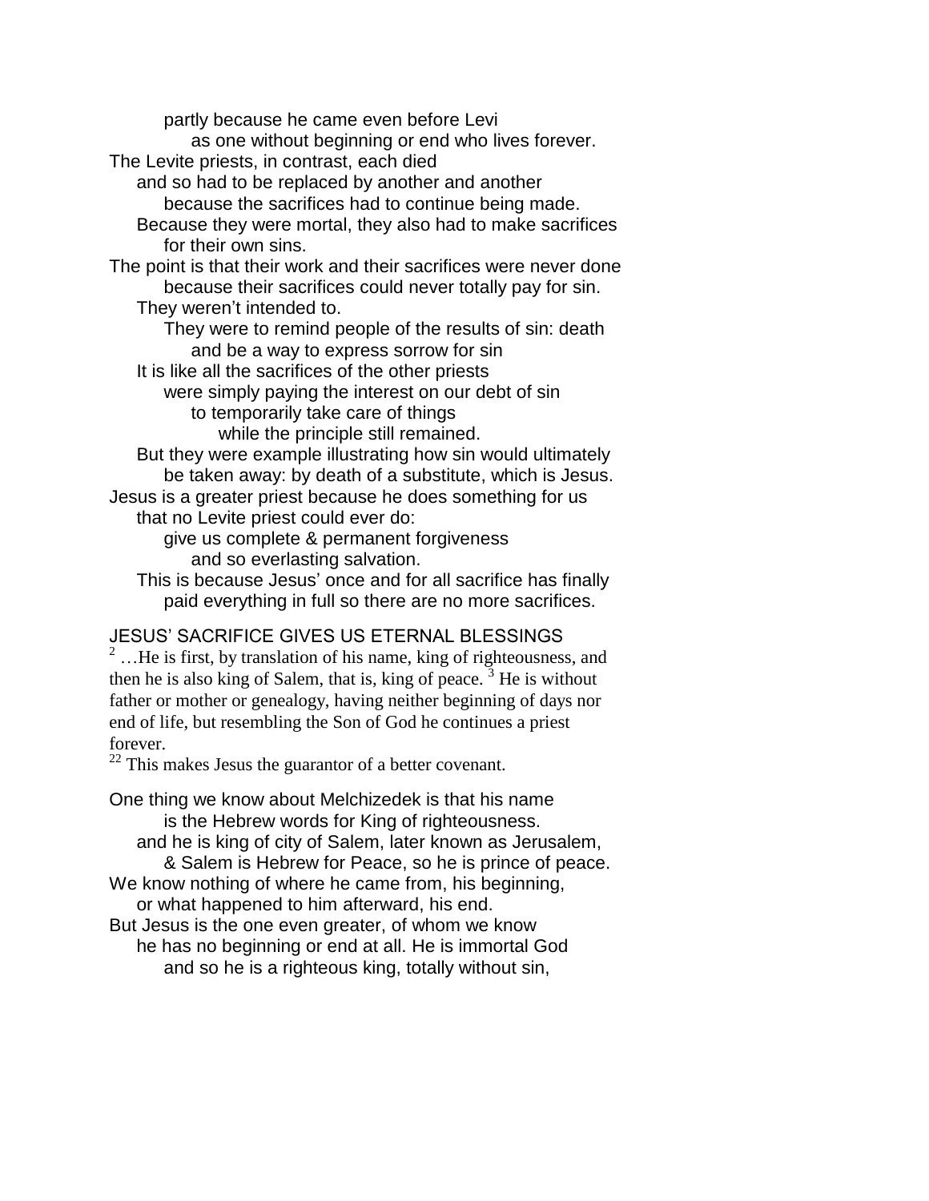partly because he came even before Levi
as one without beginning or end who lives forever.
The Levite priests, in contrast, each died
and so had to be replaced by another and another
because the sacrifices had to continue being made.
Because they were mortal, they also had to make sacrifices
for their own sins.
The point is that their work and their sacrifices were never done
because their sacrifices could never totally pay for sin.
They weren't intended to.
They were to remind people of the results of sin: death
and be a way to express sorrow for sin
It is like all the sacrifices of the other priests
were simply paying the interest on our debt of sin
to temporarily take care of things
while the principle still remained.
But they were example illustrating how sin would ultimately
be taken away: by death of a substitute, which is Jesus.
Jesus is a greater priest because he does something for us
that no Levite priest could ever do:
give us complete & permanent forgiveness
and so everlasting salvation.
This is because Jesus' once and for all sacrifice has finally
paid everything in full so there are no more sacrifices.

JESUS' SACRIFICE GIVES US ETERNAL BLESSINGS

[2] …He is first, by translation of his name, king of righteousness, and then he is also king of Salem, that is, king of peace. [3] He is without father or mother or genealogy, having neither beginning of days nor end of life, but resembling the Son of God he continues a priest forever.

[22] This makes Jesus the guarantor of a better covenant.

One thing we know about Melchizedek is that his name
is the Hebrew words for King of righteousness.
and he is king of city of Salem, later known as Jerusalem,
& Salem is Hebrew for Peace, so he is prince of peace.
We know nothing of where he came from, his beginning,
or what happened to him afterward, his end.
But Jesus is the one even greater, of whom we know
he has no beginning or end at all. He is immortal God
and so he is a righteous king, totally without sin,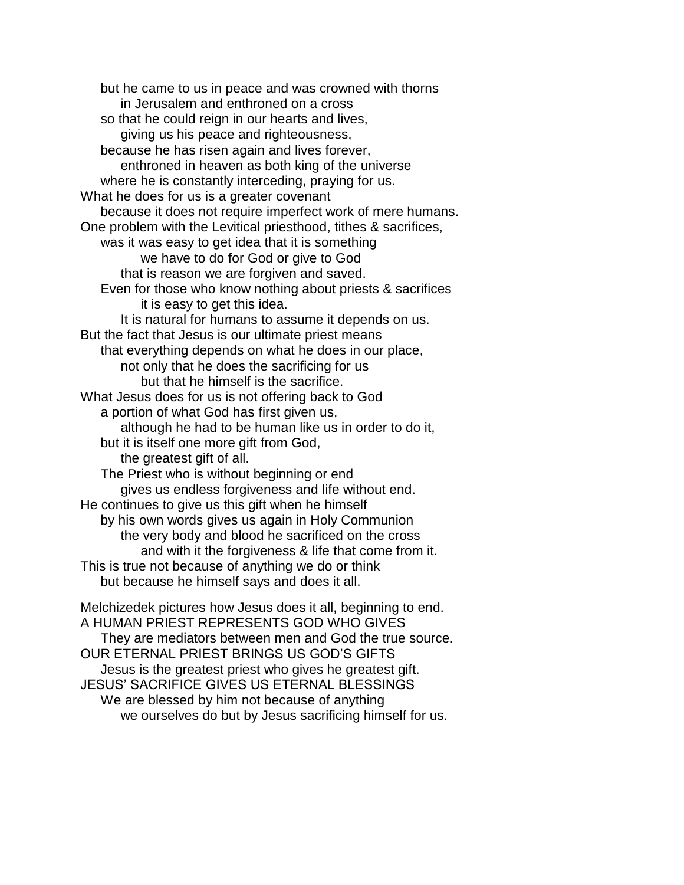but he came to us in peace and was crowned with thorns
in Jerusalem and enthroned on a cross
so that he could reign in our hearts and lives,
giving us his peace and righteousness,
because he has risen again and lives forever,
enthroned in heaven as both king of the universe
where he is constantly interceding, praying for us.
What he does for us is a greater covenant
because it does not require imperfect work of mere humans.
One problem with the Levitical priesthood, tithes & sacrifices,
was it was easy to get idea that it is something
we have to do for God or give to God
that is reason we are forgiven and saved.
Even for those who know nothing about priests & sacrifices
it is easy to get this idea.
It is natural for humans to assume it depends on us.
But the fact that Jesus is our ultimate priest means
that everything depends on what he does in our place,
not only that he does the sacrificing for us
but that he himself is the sacrifice.
What Jesus does for us is not offering back to God
a portion of what God has first given us,
although he had to be human like us in order to do it,
but it is itself one more gift from God,
the greatest gift of all.
The Priest who is without beginning or end
gives us endless forgiveness and life without end.
He continues to give us this gift when he himself
by his own words gives us again in Holy Communion
the very body and blood he sacrificed on the cross
and with it the forgiveness & life that come from it.
This is true not because of anything we do or think
but because he himself says and does it all.

Melchizedek pictures how Jesus does it all, beginning to end.
A HUMAN PRIEST REPRESENTS GOD WHO GIVES
They are mediators between men and God the true source.
OUR ETERNAL PRIEST BRINGS US GOD'S GIFTS
Jesus is the greatest priest who gives he greatest gift.
JESUS' SACRIFICE GIVES US ETERNAL BLESSINGS
We are blessed by him not because of anything
we ourselves do but by Jesus sacrificing himself for us.